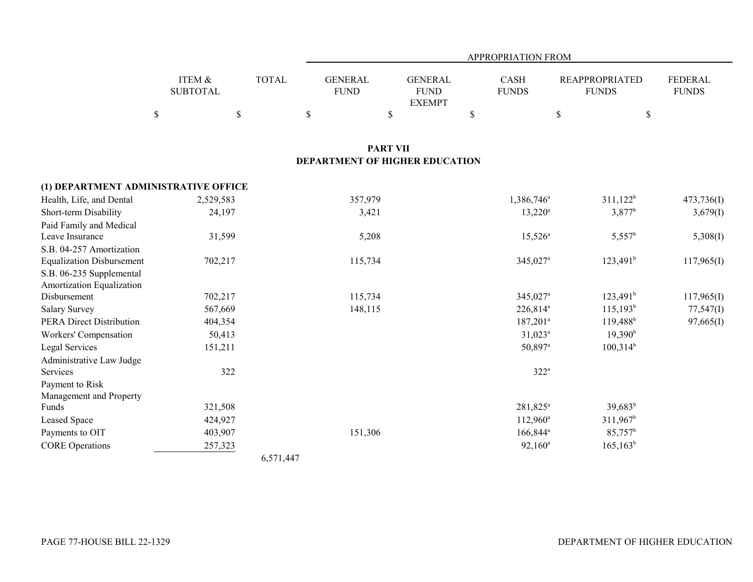| | ITEM & SUBTOTAL | TOTAL | APPROPRIATION FROM GENERAL FUND | GENERAL FUND EXEMPT | CASH FUNDS | REAPPROPRIATED FUNDS | FEDERAL FUNDS |
|---|---|---|---|---|---|---|---|
| | $ | $ | $ | $ | $ | $ | $ |

## PART VII
## DEPARTMENT OF HIGHER EDUCATION

| | ITEM & SUBTOTAL | TOTAL | GENERAL FUND | GENERAL FUND EXEMPT | CASH FUNDS | REAPPROPRIATED FUNDS | FEDERAL FUNDS |
|---|---|---|---|---|---|---|---|
| **(1) DEPARTMENT ADMINISTRATIVE OFFICE** | | | | | | | |
| Health, Life, and Dental | 2,529,583 | | 357,979 | | 1,386,746[a] | 311,122[b] | 473,736(I) |
| Short-term Disability | 24,197 | | 3,421 | | 13,220[a] | 3,877[b] | 3,679(I) |
| Paid Family and Medical Leave Insurance | 31,599 | | 5,208 | | 15,526[a] | 5,557[b] | 5,308(I) |
| S.B. 04-257 Amortization Equalization Disbursement | 702,217 | | 115,734 | | 345,027[a] | 123,491[b] | 117,965(I) |
| S.B. 06-235 Supplemental Amortization Equalization Disbursement | 702,217 | | 115,734 | | 345,027[a] | 123,491[b] | 117,965(I) |
| Salary Survey | 567,669 | | 148,115 | | 226,814[a] | 115,193[b] | 77,547(I) |
| PERA Direct Distribution | 404,354 | | | | 187,201[a] | 119,488[b] | 97,665(I) |
| Workers' Compensation | 50,413 | | | | 31,023[a] | 19,390[b] | |
| Legal Services | 151,211 | | | | 50,897[a] | 100,314[b] | |
| Administrative Law Judge Services | 322 | | | | 322[a] | | |
| Payment to Risk Management and Property Funds | 321,508 | | | | 281,825[a] | 39,683[b] | |
| Leased Space | 424,927 | | | | 112,960[a] | 311,967[b] | |
| Payments to OIT | 403,907 | | 151,306 | | 166,844[a] | 85,757[b] | |
| CORE Operations | 257,323 | | | | 92,160[a] | 165,163[b] | |
| | | 6,571,447 | | | | | |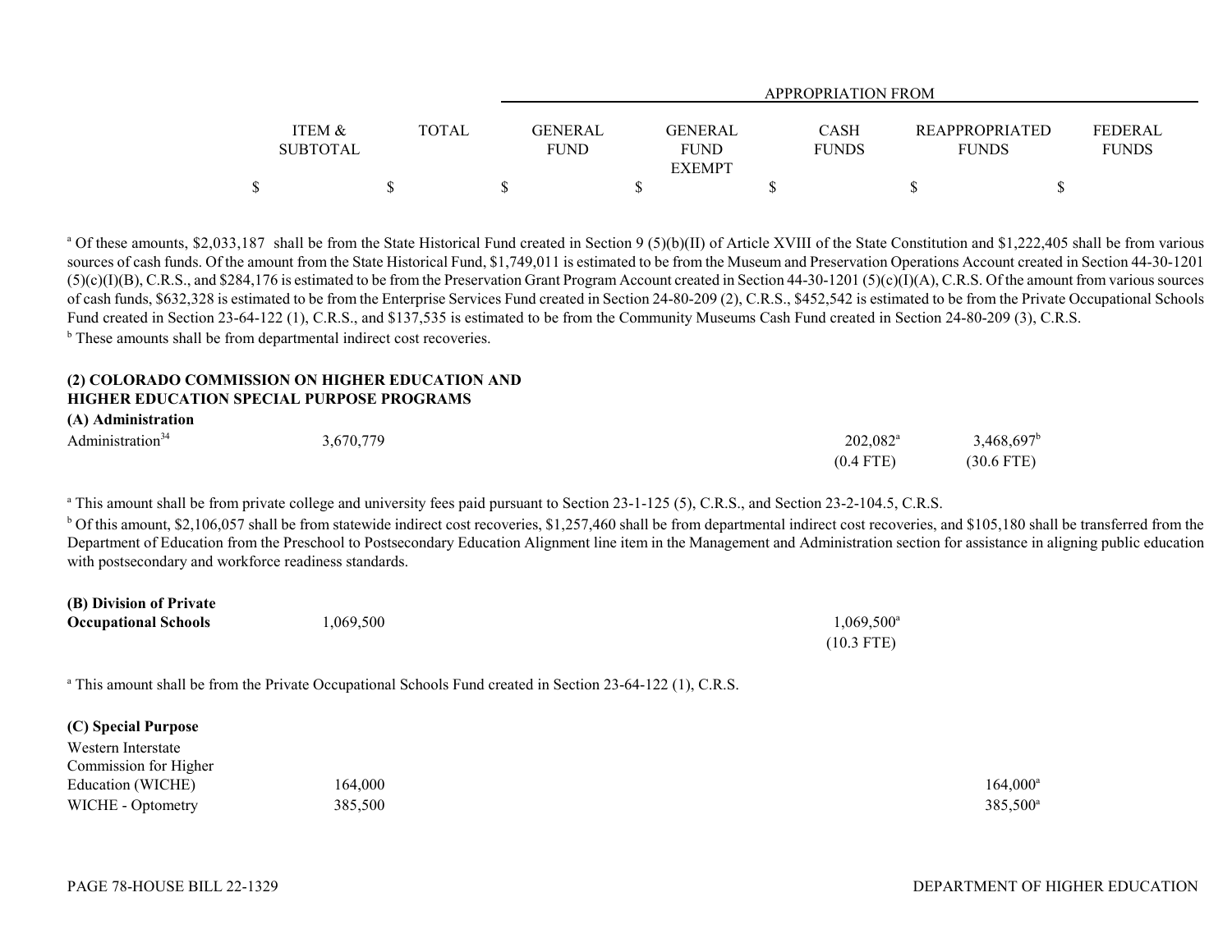| | ITEM & SUBTOTAL | TOTAL | GENERAL FUND | GENERAL FUND EXEMPT | CASH FUNDS | REAPPROPRIATED FUNDS | FEDERAL FUNDS |
|---|---|---|---|---|---|---|---|
| | | | APPROPRIATION FROM | | | | |
| | $ | $ | $ | $ | $ | $ | $ |

[a] Of these amounts, $2,033,187 shall be from the State Historical Fund created in Section 9 (5)(b)(II) of Article XVIII of the State Constitution and $1,222,405 shall be from various sources of cash funds. Of the amount from the State Historical Fund, $1,749,011 is estimated to be from the Museum and Preservation Operations Account created in Section 44-30-1201 (5)(c)(I)(B), C.R.S., and $284,176 is estimated to be from the Preservation Grant Program Account created in Section 44-30-1201 (5)(c)(I)(A), C.R.S. Of the amount from various sources of cash funds, $632,328 is estimated to be from the Enterprise Services Fund created in Section 24-80-209 (2), C.R.S., $452,542 is estimated to be from the Private Occupational Schools Fund created in Section 23-64-122 (1), C.R.S., and $137,535 is estimated to be from the Community Museums Cash Fund created in Section 24-80-209 (3), C.R.S.

[b] These amounts shall be from departmental indirect cost recoveries.

**(2) COLORADO COMMISSION ON HIGHER EDUCATION AND HIGHER EDUCATION SPECIAL PURPOSE PROGRAMS**

**(A) Administration**

| | ITEM & SUBTOTAL | TOTAL | GENERAL FUND | GENERAL FUND EXEMPT | CASH FUNDS | REAPPROPRIATED FUNDS | FEDERAL FUNDS |
|---|---|---|---|---|---|---|---|
| Administration[34] | 3,670,779 | | | | 202,082[a] (0.4 FTE) | 3,468,697[b] (30.6 FTE) | |

[a] This amount shall be from private college and university fees paid pursuant to Section 23-1-125 (5), C.R.S., and Section 23-2-104.5, C.R.S.

[b] Of this amount, $2,106,057 shall be from statewide indirect cost recoveries, $1,257,460 shall be from departmental indirect cost recoveries, and $105,180 shall be transferred from the Department of Education from the Preschool to Postsecondary Education Alignment line item in the Management and Administration section for assistance in aligning public education with postsecondary and workforce readiness standards.

| | ITEM & SUBTOTAL | TOTAL | GENERAL FUND | GENERAL FUND EXEMPT | CASH FUNDS | REAPPROPRIATED FUNDS | FEDERAL FUNDS |
|---|---|---|---|---|---|---|---|
| **(B) Division of Private Occupational Schools** | 1,069,500 | | | | 1,069,500[a] (10.3 FTE) | | |

[a] This amount shall be from the Private Occupational Schools Fund created in Section 23-64-122 (1), C.R.S.

**(C) Special Purpose**

| | ITEM & SUBTOTAL | TOTAL | GENERAL FUND | GENERAL FUND EXEMPT | CASH FUNDS | REAPPROPRIATED FUNDS | FEDERAL FUNDS |
|---|---|---|---|---|---|---|---|
| Western Interstate Commission for Higher Education (WICHE) | 164,000 | | | | | 164,000[a] | |
| WICHE - Optometry | 385,500 | | | | | 385,500[a] | |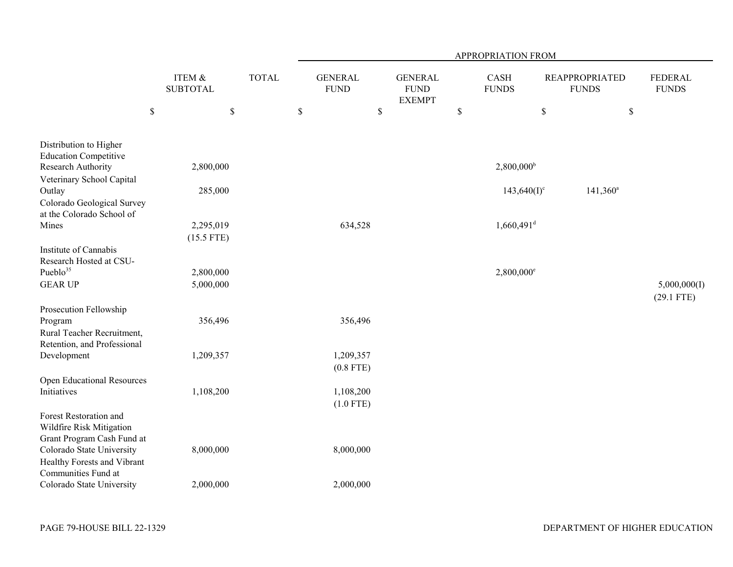| | ITEM & SUBTOTAL | TOTAL | APPROPRIATION FROM GENERAL FUND | GENERAL FUND EXEMPT | CASH FUNDS | REAPPROPRIATED FUNDS | FEDERAL FUNDS |
|---|---|---|---|---|---|---|---|
| | $ | $ | $ | $ | $ | $ | $ |
| Distribution to Higher Education Competitive Research Authority | 2,800,000 | | | | 2,800,000[b] | | |
| Veterinary School Capital Outlay | 285,000 | | | | 143,640(I)[c] | 141,360[a] | |
| Colorado Geological Survey at the Colorado School of Mines | 2,295,019<br>(15.5 FTE) | | 634,528 | | 1,660,491[d] | | |
| Institute of Cannabis Research Hosted at CSU-Pueblo[35] | 2,800,000 | | | | 2,800,000[e] | | |
| GEAR UP | 5,000,000 | | | | | | 5,000,000(I)<br>(29.1 FTE) |
| Prosecution Fellowship Program | 356,496 | | 356,496 | | | | |
| Rural Teacher Recruitment, Retention, and Professional Development | 1,209,357 | | 1,209,357<br>(0.8 FTE) | | | | |
| Open Educational Resources Initiatives | 1,108,200 | | 1,108,200<br>(1.0 FTE) | | | | |
| Forest Restoration and Wildfire Risk Mitigation Grant Program Cash Fund at Colorado State University | 8,000,000 | | 8,000,000 | | | | |
| Healthy Forests and Vibrant Communities Fund at Colorado State University | 2,000,000 | | 2,000,000 | | | | |

PAGE 79-HOUSE BILL 22-1329

DEPARTMENT OF HIGHER EDUCATION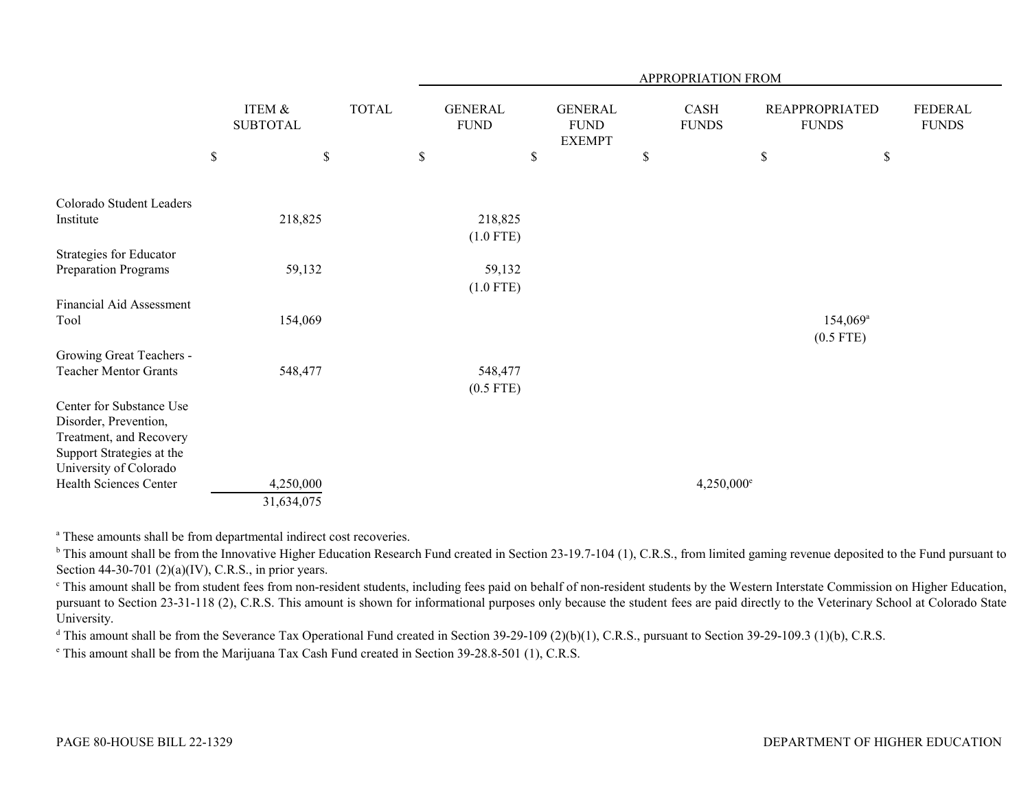| | ITEM & SUBTOTAL | TOTAL | APPROPRIATION FROM | | | | |
|---|---|---|---|---|---|---|---|
| | | | GENERAL FUND | GENERAL FUND EXEMPT | CASH FUNDS | REAPPROPRIATED FUNDS | FEDERAL FUNDS |
| | $ | $ | $ | $ | $ | $ | $ |
| Colorado Student Leaders Institute | 218,825 | | 218,825 (1.0 FTE) | | | | |
| Strategies for Educator Preparation Programs | 59,132 | | 59,132 (1.0 FTE) | | | | |
| Financial Aid Assessment Tool | 154,069 | | | | | 154,069[a] (0.5 FTE) | |
| Growing Great Teachers - Teacher Mentor Grants | 548,477 | | 548,477 (0.5 FTE) | | | | |
| Center for Substance Use Disorder, Prevention, Treatment, and Recovery Support Strategies at the University of Colorado Health Sciences Center | 4,250,000 | | | | 4,250,000[e] | | |
| | 31,634,075 | | | | | | |

[a] These amounts shall be from departmental indirect cost recoveries.

[b] This amount shall be from the Innovative Higher Education Research Fund created in Section 23-19.7-104 (1), C.R.S., from limited gaming revenue deposited to the Fund pursuant to Section 44-30-701 (2)(a)(IV), C.R.S., in prior years.

[c] This amount shall be from student fees from non-resident students, including fees paid on behalf of non-resident students by the Western Interstate Commission on Higher Education, pursuant to Section 23-31-118 (2), C.R.S. This amount is shown for informational purposes only because the student fees are paid directly to the Veterinary School at Colorado State University.

[d] This amount shall be from the Severance Tax Operational Fund created in Section 39-29-109 (2)(b)(1), C.R.S., pursuant to Section 39-29-109.3 (1)(b), C.R.S.

[e] This amount shall be from the Marijuana Tax Cash Fund created in Section 39-28.8-501 (1), C.R.S.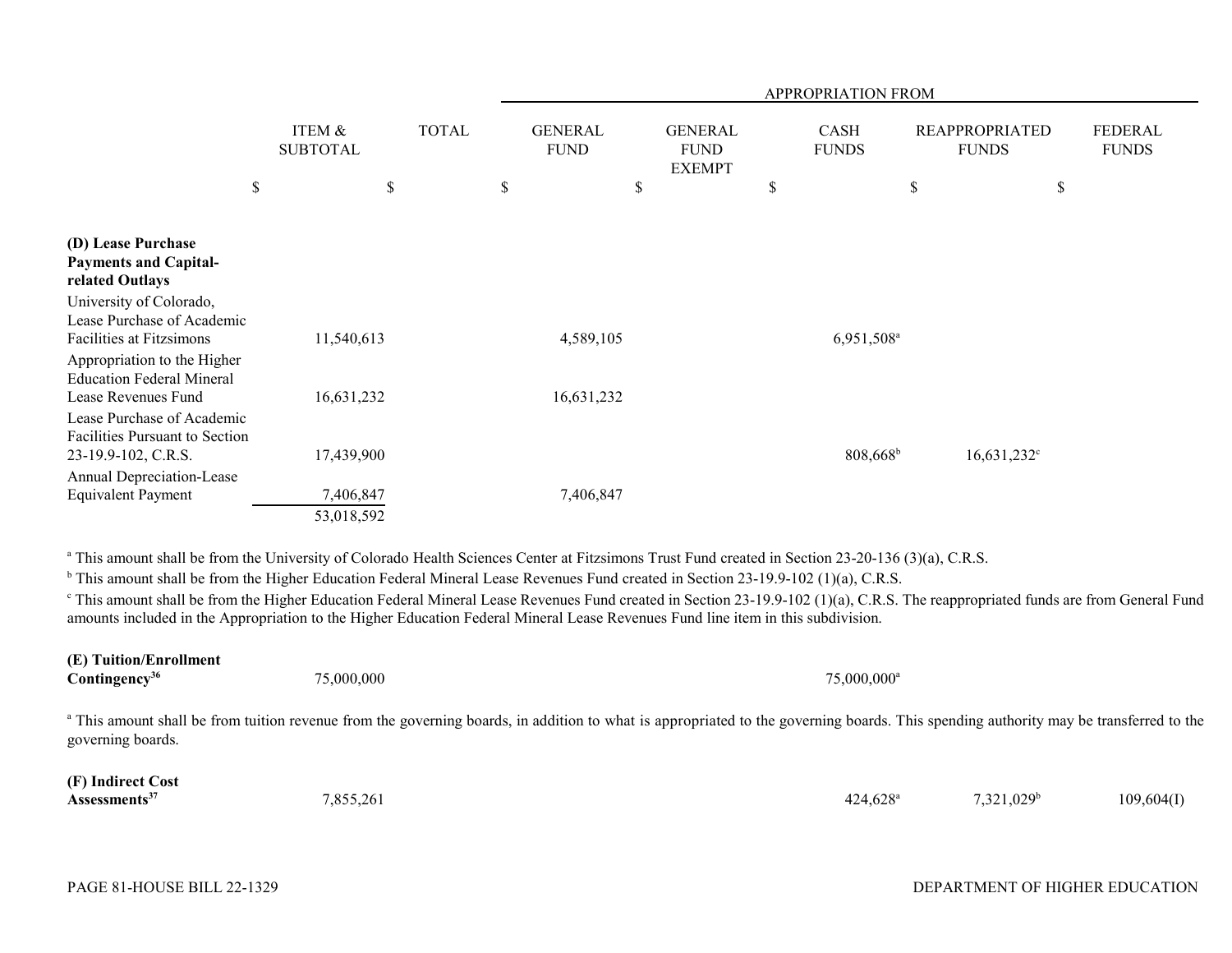| | ITEM & SUBTOTAL | TOTAL | APPROPRIATION FROM GENERAL FUND | GENERAL FUND EXEMPT | CASH FUNDS | REAPPROPRIATED FUNDS | FEDERAL FUNDS |
|---|---|---|---|---|---|---|---|
| | $ | $ | $ | $ | $ | $ | $ |
| **(D) Lease Purchase Payments and Capital-related Outlays** | | | | | | | |
| University of Colorado, Lease Purchase of Academic Facilities at Fitzsimons | 11,540,613 | | 4,589,105 | | 6,951,508[a] | | |
| Appropriation to the Higher Education Federal Mineral Lease Revenues Fund | 16,631,232 | | 16,631,232 | | | | |
| Lease Purchase of Academic Facilities Pursuant to Section 23-19.9-102, C.R.S. | 17,439,900 | | | | 808,668[b] | 16,631,232[c] | |
| Annual Depreciation-Lease Equivalent Payment | 7,406,847 | | 7,406,847 | | | | |
| | 53,018,592 | | | | | | |

[a] This amount shall be from the University of Colorado Health Sciences Center at Fitzsimons Trust Fund created in Section 23-20-136 (3)(a), C.R.S.

[b] This amount shall be from the Higher Education Federal Mineral Lease Revenues Fund created in Section 23-19.9-102 (1)(a), C.R.S.

[c] This amount shall be from the Higher Education Federal Mineral Lease Revenues Fund created in Section 23-19.9-102 (1)(a), C.R.S. The reappropriated funds are from General Fund amounts included in the Appropriation to the Higher Education Federal Mineral Lease Revenues Fund line item in this subdivision.

| | ITEM & SUBTOTAL | TOTAL | GENERAL FUND | GENERAL FUND EXEMPT | CASH FUNDS | REAPPROPRIATED FUNDS | FEDERAL FUNDS |
|---|---|---|---|---|---|---|---|
| **(E) Tuition/Enrollment Contingency[36]** | 75,000,000 | | | | 75,000,000[a] | | |

[a] This amount shall be from tuition revenue from the governing boards, in addition to what is appropriated to the governing boards. This spending authority may be transferred to the governing boards.

| | ITEM & SUBTOTAL | TOTAL | GENERAL FUND | GENERAL FUND EXEMPT | CASH FUNDS | REAPPROPRIATED FUNDS | FEDERAL FUNDS |
|---|---|---|---|---|---|---|---|
| **(F) Indirect Cost Assessments[37]** | 7,855,261 | | | | 424,628[a] | 7,321,029[b] | 109,604(I) |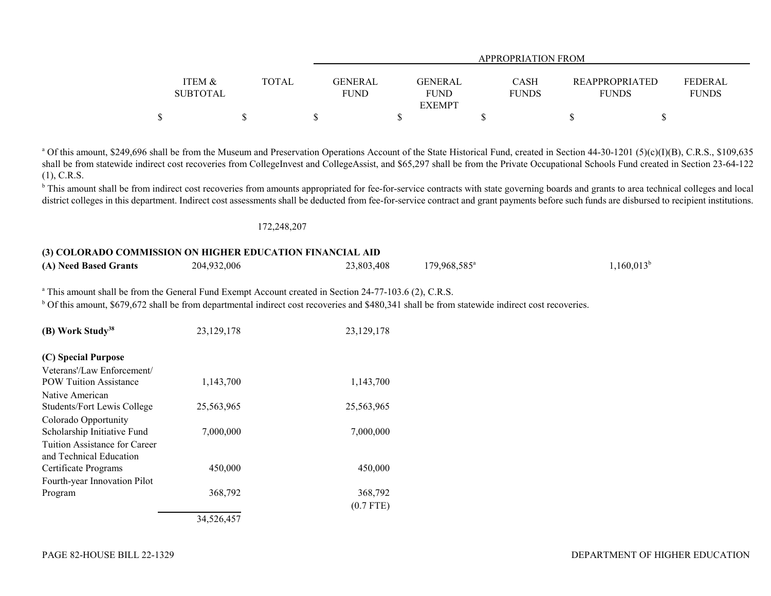| | ITEM & SUBTOTAL | TOTAL | APPROPRIATION FROM GENERAL FUND | GENERAL FUND EXEMPT | CASH FUNDS | REAPPROPRIATED FUNDS | FEDERAL FUNDS |
|---|---|---|---|---|---|---|---|
| | $ | $ | $ | $ | $ | $ | $ |

[a] Of this amount, $249,696 shall be from the Museum and Preservation Operations Account of the State Historical Fund, created in Section 44-30-1201 (5)(c)(I)(B), C.R.S., $109,635 shall be from statewide indirect cost recoveries from CollegeInvest and CollegeAssist, and $65,297 shall be from the Private Occupational Schools Fund created in Section 23-64-122 (1), C.R.S.

[b] This amount shall be from indirect cost recoveries from amounts appropriated for fee-for-service contracts with state governing boards and grants to area technical colleges and local district colleges in this department. Indirect cost assessments shall be deducted from fee-for-service contract and grant payments before such funds are disbursed to recipient institutions.

| | ITEM & SUBTOTAL | TOTAL | GENERAL FUND | GENERAL FUND EXEMPT | CASH FUNDS | REAPPROPRIATED FUNDS | FEDERAL FUNDS |
|---|---|---|---|---|---|---|---|
| | | 172,248,207 | | | | | |

## (3) COLORADO COMMISSION ON HIGHER EDUCATION FINANCIAL AID

| | ITEM & SUBTOTAL | TOTAL | GENERAL FUND | GENERAL FUND EXEMPT | CASH FUNDS | REAPPROPRIATED FUNDS | FEDERAL FUNDS |
|---|---|---|---|---|---|---|---|
| **(A) Need Based Grants** | 204,932,006 | | 23,803,408 | 179,968,585[a] | | 1,160,013[b] | |

[a] This amount shall be from the General Fund Exempt Account created in Section 24-77-103.6 (2), C.R.S.

[b] Of this amount, $679,672 shall be from departmental indirect cost recoveries and $480,341 shall be from statewide indirect cost recoveries.

| | ITEM & SUBTOTAL | TOTAL | GENERAL FUND | GENERAL FUND EXEMPT | CASH FUNDS | REAPPROPRIATED FUNDS | FEDERAL FUNDS |
|---|---|---|---|---|---|---|---|
| **(B) Work Study[38]** | 23,129,178 | | 23,129,178 | | | | |
| **(C) Special Purpose** | | | | | | | |
| Veterans'/Law Enforcement/ POW Tuition Assistance | 1,143,700 | | 1,143,700 | | | | |
| Native American Students/Fort Lewis College | 25,563,965 | | 25,563,965 | | | | |
| Colorado Opportunity Scholarship Initiative Fund | 7,000,000 | | 7,000,000 | | | | |
| Tuition Assistance for Career and Technical Education Certificate Programs | 450,000 | | 450,000 | | | | |
| Fourth-year Innovation Pilot Program | 368,792 | | 368,792 (0.7 FTE) | | | | |
| | 34,526,457 | | | | | | |

PAGE 82-HOUSE BILL 22-1329 DEPARTMENT OF HIGHER EDUCATION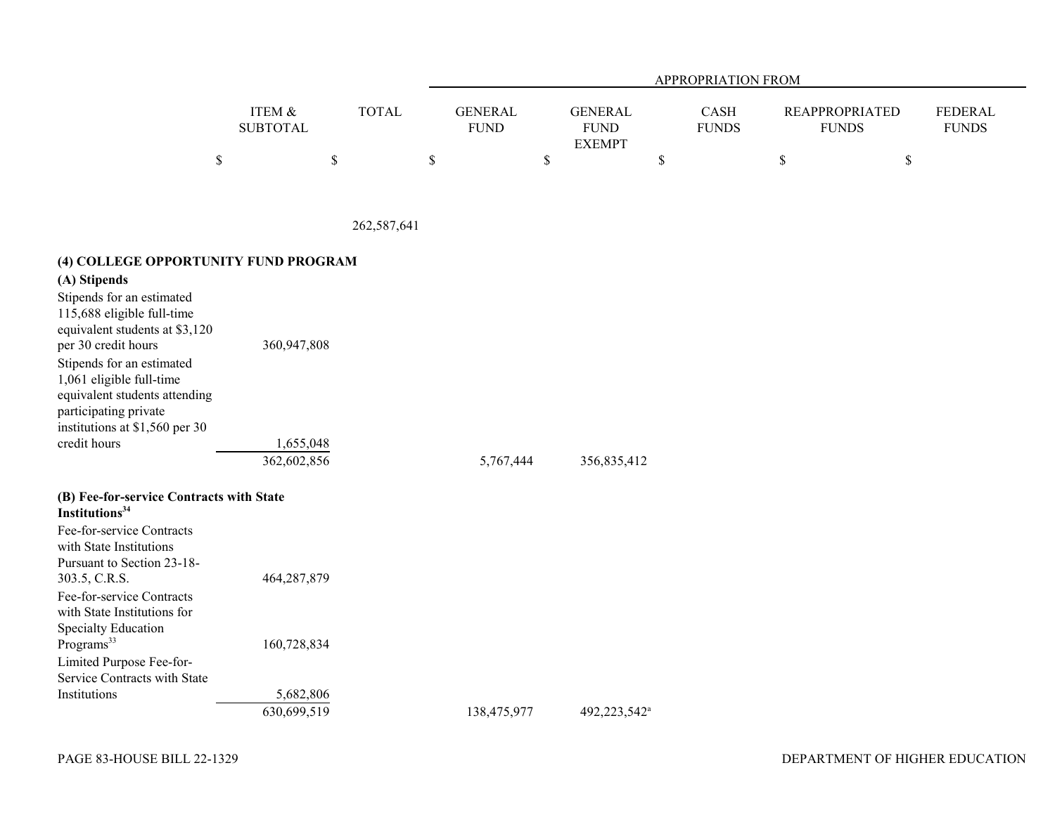| | ITEM & SUBTOTAL | TOTAL | APPROPRIATION FROM | | | | |
|---|---|---|---|---|---|---|---|
| | | | GENERAL FUND | GENERAL FUND EXEMPT | CASH FUNDS | REAPPROPRIATED FUNDS | FEDERAL FUNDS |
| | $ | $ | $ | $ | $ | $ | $ |
| | | 262,587,641 | | | | | |
| **(4) COLLEGE OPPORTUNITY FUND PROGRAM** | | | | | | | |
| **(A) Stipends** | | | | | | | |
| Stipends for an estimated 115,688 eligible full-time equivalent students at $3,120 per 30 credit hours | 360,947,808 | | | | | | |
| Stipends for an estimated 1,061 eligible full-time equivalent students attending participating private institutions at $1,560 per 30 credit hours | 1,655,048 | | | | | | |
| | 362,602,856 | | 5,767,444 | 356,835,412 | | | |
| **(B) Fee-for-service Contracts with State Institutions**[34] | | | | | | | |
| Fee-for-service Contracts with State Institutions Pursuant to Section 23-18-303.5, C.R.S. | 464,287,879 | | | | | | |
| Fee-for-service Contracts with State Institutions for Specialty Education Programs[33] | 160,728,834 | | | | | | |
| Limited Purpose Fee-for-Service Contracts with State Institutions | 5,682,806 | | | | | | |
| | 630,699,519 | | 138,475,977 | 492,223,542[a] | | | |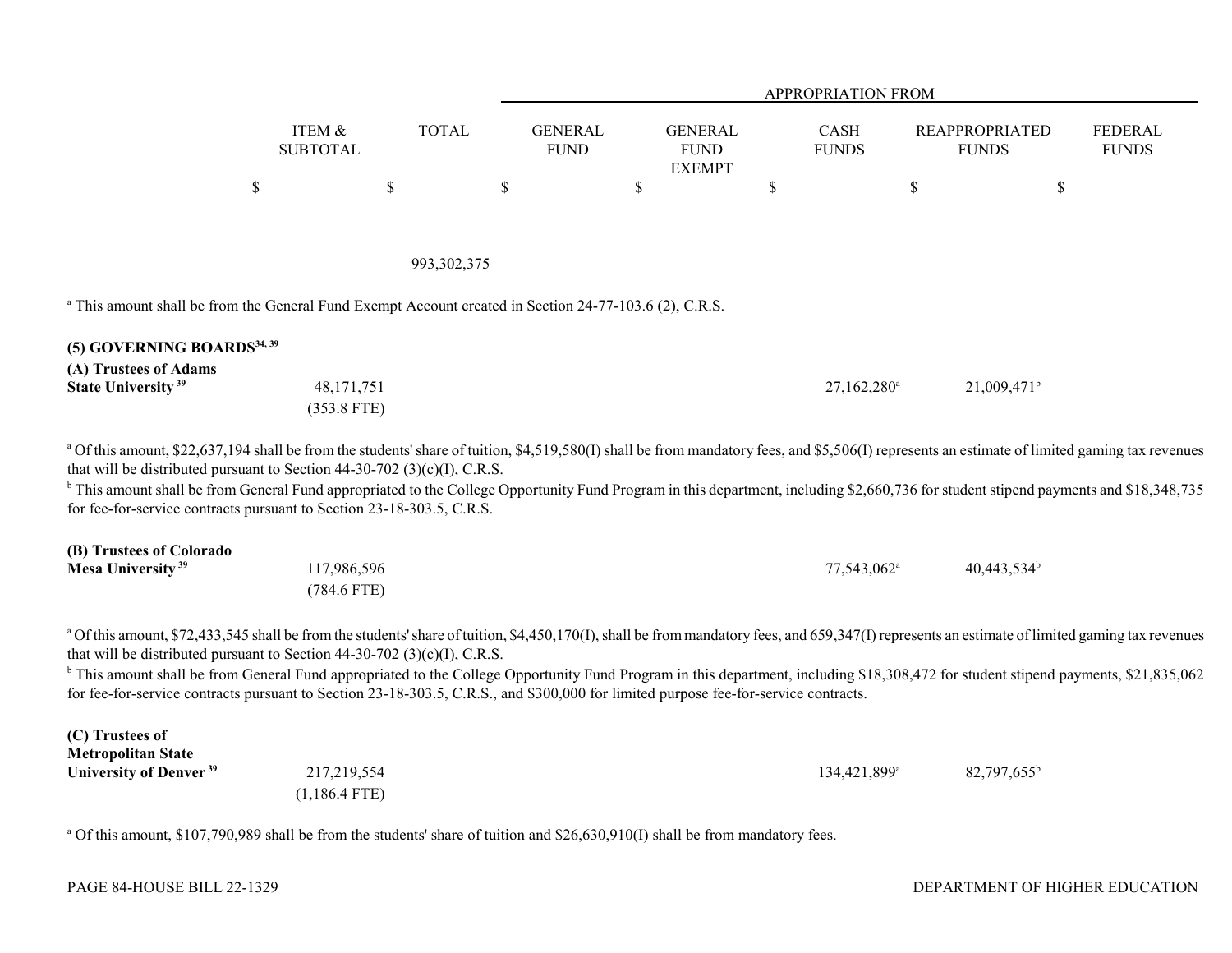| | ITEM & SUBTOTAL | TOTAL | APPROPRIATION FROM GENERAL FUND | GENERAL FUND EXEMPT | CASH FUNDS | REAPPROPRIATED FUNDS | FEDERAL FUNDS |
|---|---|---|---|---|---|---|---|
| | $ | $ | $ | $ | $ | $ | $ |
| | | 993,302,375 | | | | | |

[a] This amount shall be from the General Fund Exempt Account created in Section 24-77-103.6 (2), C.R.S.

**(5) GOVERNING BOARDS[34, 39]**

| | ITEM & SUBTOTAL | TOTAL | GENERAL FUND | GENERAL FUND EXEMPT | CASH FUNDS | REAPPROPRIATED FUNDS | FEDERAL FUNDS |
|---|---|---|---|---|---|---|---|
| **(A) Trustees of Adams State University** [39] | 48,171,751<br>(353.8 FTE) | | | | 27,162,280[a] | 21,009,471[b] | |

[a] Of this amount, $22,637,194 shall be from the students' share of tuition, $4,519,580(I) shall be from mandatory fees, and $5,506(I) represents an estimate of limited gaming tax revenues that will be distributed pursuant to Section 44-30-702 (3)(c)(I), C.R.S.

[b] This amount shall be from General Fund appropriated to the College Opportunity Fund Program in this department, including $2,660,736 for student stipend payments and $18,348,735 for fee-for-service contracts pursuant to Section 23-18-303.5, C.R.S.

| | ITEM & SUBTOTAL | TOTAL | GENERAL FUND | GENERAL FUND EXEMPT | CASH FUNDS | REAPPROPRIATED FUNDS | FEDERAL FUNDS |
|---|---|---|---|---|---|---|---|
| **(B) Trustees of Colorado Mesa University** [39] | 117,986,596<br>(784.6 FTE) | | | | 77,543,062[a] | 40,443,534[b] | |

[a] Of this amount, $72,433,545 shall be from the students' share of tuition, $4,450,170(I), shall be from mandatory fees, and 659,347(I) represents an estimate of limited gaming tax revenues that will be distributed pursuant to Section 44-30-702 (3)(c)(I), C.R.S.

[b] This amount shall be from General Fund appropriated to the College Opportunity Fund Program in this department, including $18,308,472 for student stipend payments, $21,835,062 for fee-for-service contracts pursuant to Section 23-18-303.5, C.R.S., and $300,000 for limited purpose fee-for-service contracts.

| | ITEM & SUBTOTAL | TOTAL | GENERAL FUND | GENERAL FUND EXEMPT | CASH FUNDS | REAPPROPRIATED FUNDS | FEDERAL FUNDS |
|---|---|---|---|---|---|---|---|
| **(C) Trustees of Metropolitan State University of Denver** [39] | 217,219,554<br>(1,186.4 FTE) | | | | 134,421,899[a] | 82,797,655[b] | |

[a] Of this amount, $107,790,989 shall be from the students' share of tuition and $26,630,910(I) shall be from mandatory fees.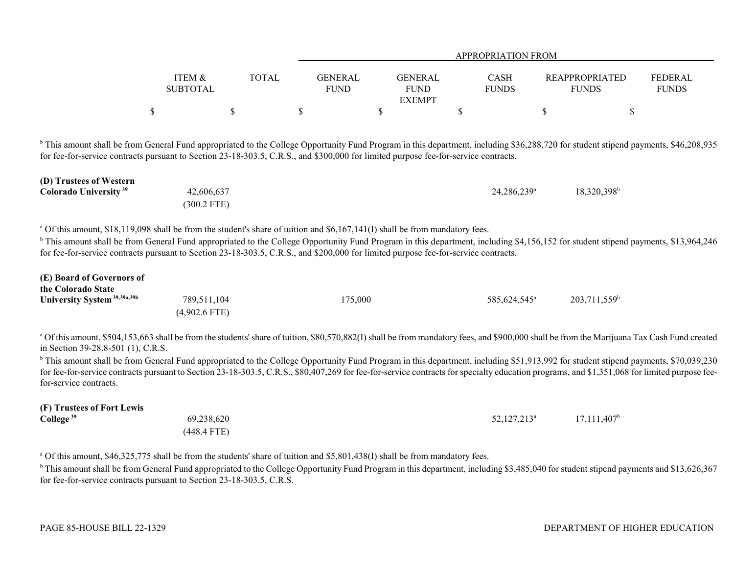| | ITEM & SUBTOTAL | TOTAL | APPROPRIATION FROM GENERAL FUND | GENERAL FUND EXEMPT | CASH FUNDS | REAPPROPRIATED FUNDS | FEDERAL FUNDS |
|---|---|---|---|---|---|---|---|
| | $ | $ | $ | $ | $ | $ | $ |

[b] This amount shall be from General Fund appropriated to the College Opportunity Fund Program in this department, including $36,288,720 for student stipend payments, $46,208,935 for fee-for-service contracts pursuant to Section 23-18-303.5, C.R.S., and $300,000 for limited purpose fee-for-service contracts.

| | ITEM & SUBTOTAL | TOTAL | GENERAL FUND | GENERAL FUND EXEMPT | CASH FUNDS | REAPPROPRIATED FUNDS | FEDERAL FUNDS |
|---|---|---|---|---|---|---|---|
| **(D) Trustees of Western Colorado University** [39] | 42,606,637<br>(300.2 FTE) | | | | 24,286,239[a] | 18,320,398[b] | |

[a] Of this amount, $18,119,098 shall be from the student's share of tuition and $6,167,141(I) shall be from mandatory fees.

[b] This amount shall be from General Fund appropriated to the College Opportunity Fund Program in this department, including $4,156,152 for student stipend payments, $13,964,246 for fee-for-service contracts pursuant to Section 23-18-303.5, C.R.S., and $200,000 for limited purpose fee-for-service contracts.

| | ITEM & SUBTOTAL | TOTAL | GENERAL FUND | GENERAL FUND EXEMPT | CASH FUNDS | REAPPROPRIATED FUNDS | FEDERAL FUNDS |
|---|---|---|---|---|---|---|---|
| **(E) Board of Governors of the Colorado State University System** [39,39a,39b] | 789,511,104<br>(4,902.6 FTE) | | 175,000 | | 585,624,545[a] | 203,711,559[b] | |

[a] Of this amount, $504,153,663 shall be from the students' share of tuition, $80,570,882(I) shall be from mandatory fees, and $900,000 shall be from the Marijuana Tax Cash Fund created in Section 39-28.8-501 (1), C.R.S.

[b] This amount shall be from General Fund appropriated to the College Opportunity Fund Program in this department, including $51,913,992 for student stipend payments, $70,039,230 for fee-for-service contracts pursuant to Section 23-18-303.5, C.R.S., $80,407,269 for fee-for-service contracts for specialty education programs, and $1,351,068 for limited purpose fee-for-service contracts.

| | ITEM & SUBTOTAL | TOTAL | GENERAL FUND | GENERAL FUND EXEMPT | CASH FUNDS | REAPPROPRIATED FUNDS | FEDERAL FUNDS |
|---|---|---|---|---|---|---|---|
| **(F) Trustees of Fort Lewis College** [39] | 69,238,620<br>(448.4 FTE) | | | | 52,127,213[a] | 17,111,407[b] | |

[a] Of this amount, $46,325,775 shall be from the students' share of tuition and $5,801,438(I) shall be from mandatory fees.

[b] This amount shall be from General Fund appropriated to the College Opportunity Fund Program in this department, including $3,485,040 for student stipend payments and $13,626,367 for fee-for-service contracts pursuant to Section 23-18-303.5, C.R.S.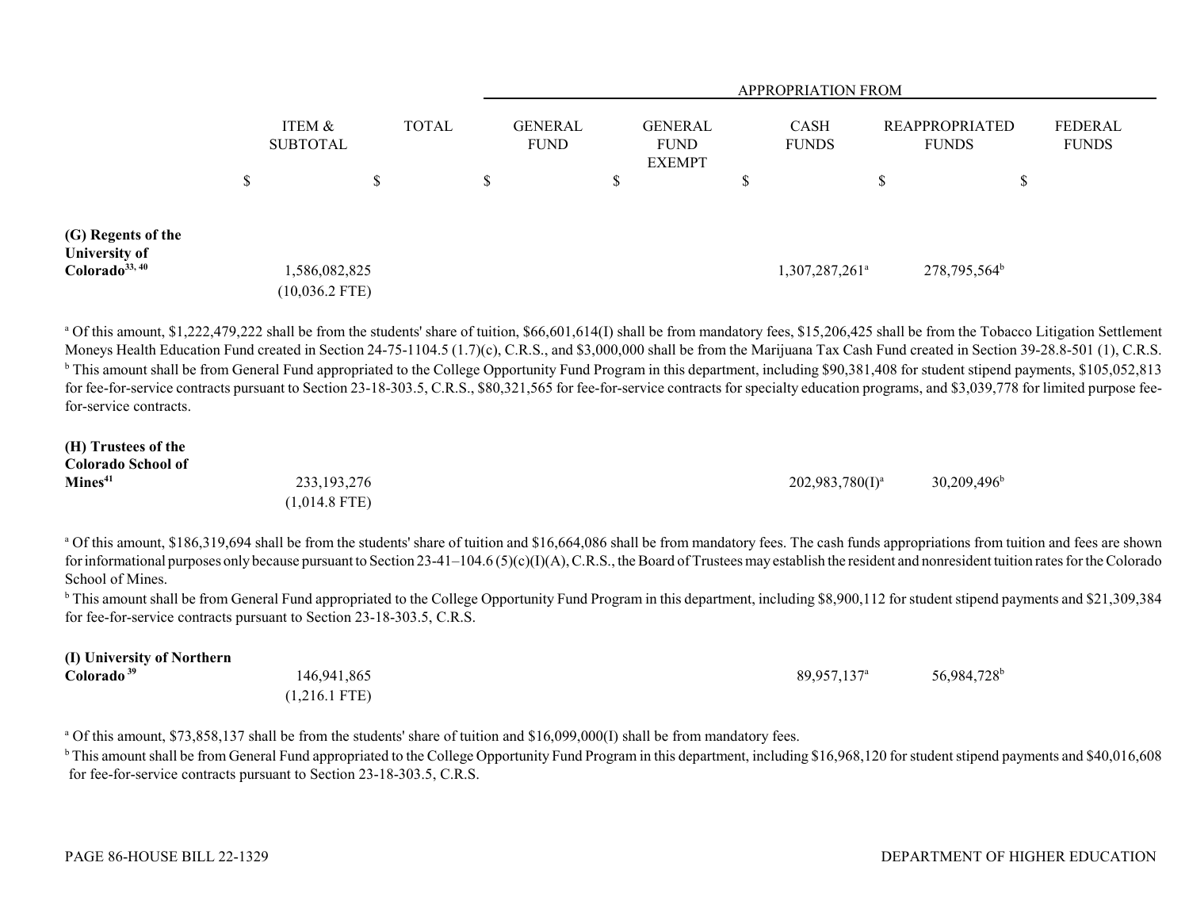| | ITEM & SUBTOTAL | TOTAL | APPROPRIATION FROM GENERAL FUND | GENERAL FUND EXEMPT | CASH FUNDS | REAPPROPRIATED FUNDS | FEDERAL FUNDS |
|---|---|---|---|---|---|---|---|
| | $ | $ | $ | $ | $ | $ | $ |
| **(G) Regents of the University of Colorado**[33, 40] | 1,586,082,825 | | | | 1,307,287,261[a] | 278,795,564[b] | |
| | (10,036.2 FTE) | | | | | | |

[a] Of this amount, $1,222,479,222 shall be from the students' share of tuition, $66,601,614(I) shall be from mandatory fees, $15,206,425 shall be from the Tobacco Litigation Settlement Moneys Health Education Fund created in Section 24-75-1104.5 (1.7)(c), C.R.S., and $3,000,000 shall be from the Marijuana Tax Cash Fund created in Section 39-28.8-501 (1), C.R.S.

[b] This amount shall be from General Fund appropriated to the College Opportunity Fund Program in this department, including $90,381,408 for student stipend payments, $105,052,813 for fee-for-service contracts pursuant to Section 23-18-303.5, C.R.S., $80,321,565 for fee-for-service contracts for specialty education programs, and $3,039,778 for limited purpose fee-for-service contracts.

| | ITEM & SUBTOTAL | TOTAL | GENERAL FUND | GENERAL FUND EXEMPT | CASH FUNDS | REAPPROPRIATED FUNDS | FEDERAL FUNDS |
|---|---|---|---|---|---|---|---|
| **(H) Trustees of the Colorado School of Mines**[41] | 233,193,276 | | | | 202,983,780(I)[a] | 30,209,496[b] | |
| | (1,014.8 FTE) | | | | | | |

[a] Of this amount, $186,319,694 shall be from the students' share of tuition and $16,664,086 shall be from mandatory fees. The cash funds appropriations from tuition and fees are shown for informational purposes only because pursuant to Section 23-41–104.6 (5)(c)(I)(A), C.R.S., the Board of Trustees may establish the resident and nonresident tuition rates for the Colorado School of Mines.

[b] This amount shall be from General Fund appropriated to the College Opportunity Fund Program in this department, including $8,900,112 for student stipend payments and $21,309,384 for fee-for-service contracts pursuant to Section 23-18-303.5, C.R.S.

| | ITEM & SUBTOTAL | TOTAL | GENERAL FUND | GENERAL FUND EXEMPT | CASH FUNDS | REAPPROPRIATED FUNDS | FEDERAL FUNDS |
|---|---|---|---|---|---|---|---|
| **(I) University of Northern Colorado**[39] | 146,941,865 | | | | 89,957,137[a] | 56,984,728[b] | |
| | (1,216.1 FTE) | | | | | | |

[a] Of this amount, $73,858,137 shall be from the students' share of tuition and $16,099,000(I) shall be from mandatory fees.

[b] This amount shall be from General Fund appropriated to the College Opportunity Fund Program in this department, including $16,968,120 for student stipend payments and $40,016,608 for fee-for-service contracts pursuant to Section 23-18-303.5, C.R.S.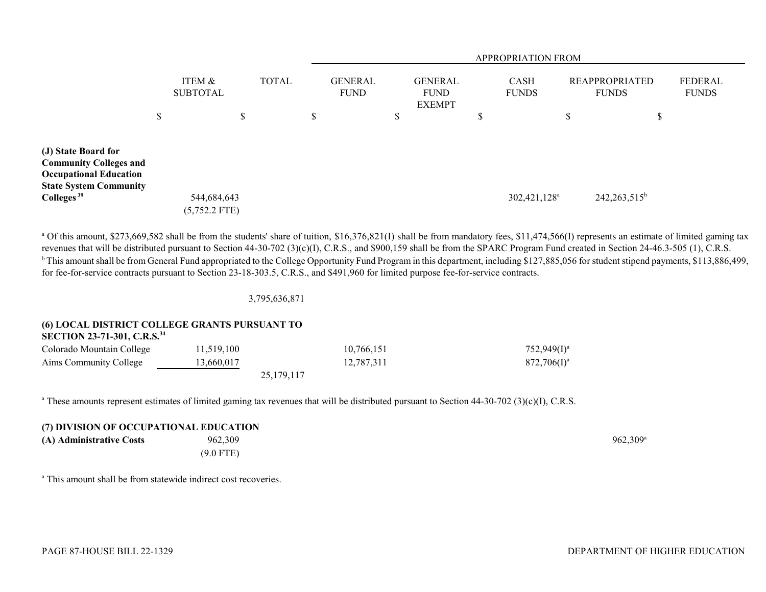| | ITEM & SUBTOTAL | TOTAL | GENERAL FUND | GENERAL FUND EXEMPT | CASH FUNDS | REAPPROPRIATED FUNDS | FEDERAL FUNDS |
|---|---|---|---|---|---|---|---|
| | | | APPROPRIATION FROM | | | | |
| | $ | $ | $ | $ | $ | $ | $ |
| **(J) State Board for Community Colleges and Occupational Education State System Community Colleges** [39] | 544,684,643 (5,752.2 FTE) | | | | 302,421,128[a] | 242,263,515[b] | |

[a] Of this amount, $273,669,582 shall be from the students' share of tuition, $16,376,821(I) shall be from mandatory fees, $11,474,566(I) represents an estimate of limited gaming tax revenues that will be distributed pursuant to Section 44-30-702 (3)(c)(I), C.R.S., and $900,159 shall be from the SPARC Program Fund created in Section 24-46.3-505 (1), C.R.S.

[b] This amount shall be from General Fund appropriated to the College Opportunity Fund Program in this department, including $127,885,056 for student stipend payments, $113,886,499, for fee-for-service contracts pursuant to Section 23-18-303.5, C.R.S., and $491,960 for limited purpose fee-for-service contracts.

| | ITEM & SUBTOTAL | TOTAL | GENERAL FUND | GENERAL FUND EXEMPT | CASH FUNDS | REAPPROPRIATED FUNDS | FEDERAL FUNDS |
|---|---|---|---|---|---|---|---|
| | | 3,795,636,871 | | | | | |

**(6) LOCAL DISTRICT COLLEGE GRANTS PURSUANT TO SECTION 23-71-301, C.R.S.**[34]

| | ITEM & SUBTOTAL | TOTAL | GENERAL FUND | GENERAL FUND EXEMPT | CASH FUNDS | REAPPROPRIATED FUNDS | FEDERAL FUNDS |
|---|---|---|---|---|---|---|---|
| Colorado Mountain College | 11,519,100 | | 10,766,151 | | 752,949(I)[a] | | |
| Aims Community College | 13,660,017 | | 12,787,311 | | 872,706(I)[a] | | |
| | | 25,179,117 | | | | | |

[a] These amounts represent estimates of limited gaming tax revenues that will be distributed pursuant to Section 44-30-702 (3)(c)(I), C.R.S.

**(7) DIVISION OF OCCUPATIONAL EDUCATION**

| | ITEM & SUBTOTAL | TOTAL | GENERAL FUND | GENERAL FUND EXEMPT | CASH FUNDS | REAPPROPRIATED FUNDS | FEDERAL FUNDS |
|---|---|---|---|---|---|---|---|
| **(A) Administrative Costs** | 962,309 (9.0 FTE) | | | | | 962,309[a] | |

[a] This amount shall be from statewide indirect cost recoveries.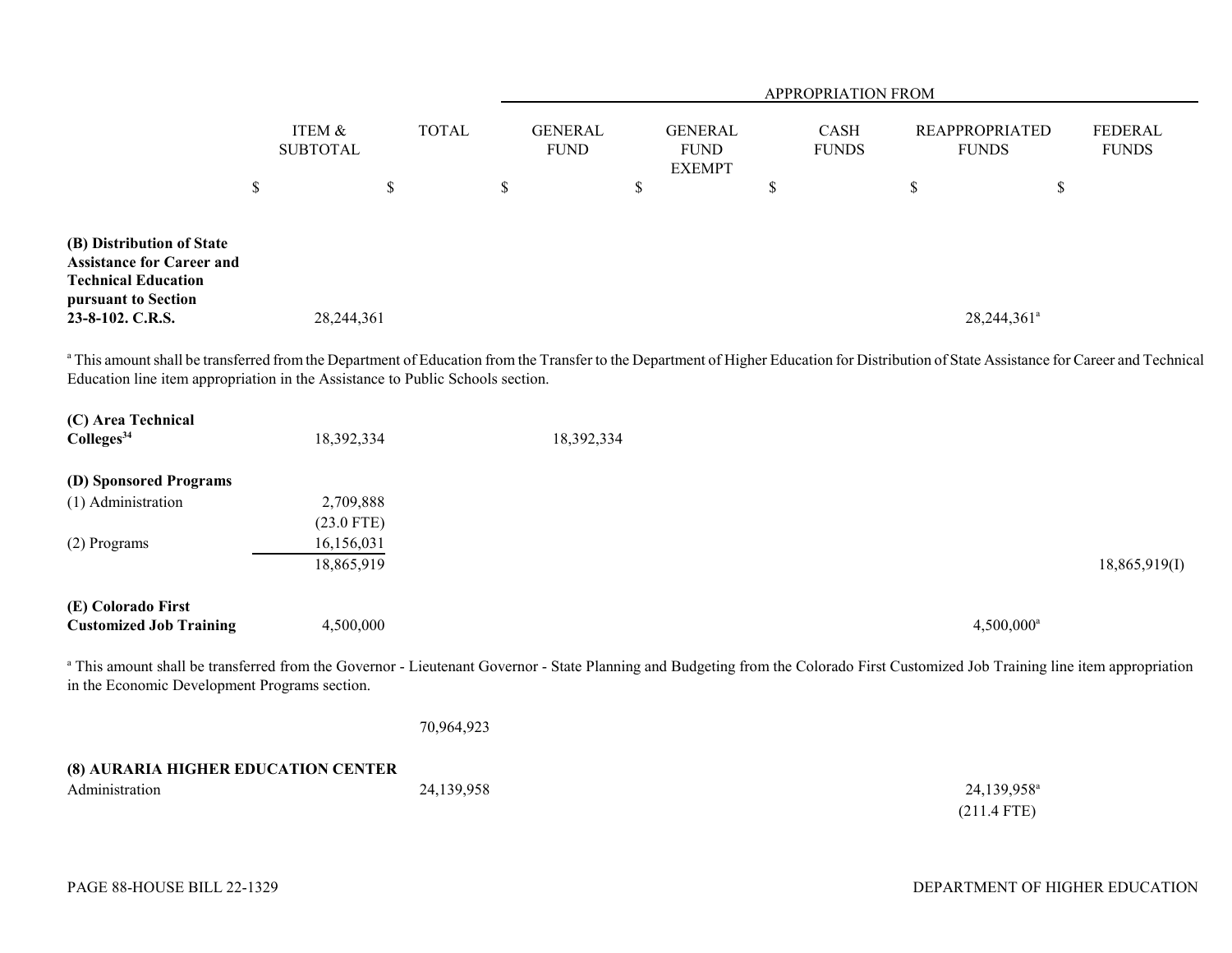| | ITEM & SUBTOTAL | TOTAL | APPROPRIATION FROM GENERAL FUND | GENERAL FUND EXEMPT | CASH FUNDS | REAPPROPRIATED FUNDS | FEDERAL FUNDS |
|---|---|---|---|---|---|---|---|
| | $ | $ | $ | $ | $ | $ | $ |
| **(B) Distribution of State Assistance for Career and Technical Education pursuant to Section 23-8-102. C.R.S.** | 28,244,361 | | | | | 28,244,361[a] | |

[a] This amount shall be transferred from the Department of Education from the Transfer to the Department of Higher Education for Distribution of State Assistance for Career and Technical Education line item appropriation in the Assistance to Public Schools section.

| | ITEM & SUBTOTAL | TOTAL | GENERAL FUND | GENERAL FUND EXEMPT | CASH FUNDS | REAPPROPRIATED FUNDS | FEDERAL FUNDS |
|---|---|---|---|---|---|---|---|
| **(C) Area Technical Colleges[34]** | 18,392,334 | | 18,392,334 | | | | |
| **(D) Sponsored Programs** | | | | | | | |
| (1) Administration | 2,709,888 | | | | | | |
| | (23.0 FTE) | | | | | | |
| (2) Programs | 16,156,031 | | | | | | |
| | 18,865,919 | | | | | | 18,865,919(I) |
| **(E) Colorado First Customized Job Training** | 4,500,000 | | | | | 4,500,000[a] | |

[a] This amount shall be transferred from the Governor - Lieutenant Governor - State Planning and Budgeting from the Colorado First Customized Job Training line item appropriation in the Economic Development Programs section.

| | ITEM & SUBTOTAL | TOTAL | GENERAL FUND | GENERAL FUND EXEMPT | CASH FUNDS | REAPPROPRIATED FUNDS | FEDERAL FUNDS |
|---|---|---|---|---|---|---|---|
| | | 70,964,923 | | | | | |
| **(8) AURARIA HIGHER EDUCATION CENTER** | | | | | | | |
| Administration | | 24,139,958 | | | | 24,139,958[a] | |
| | | | | | | (211.4 FTE) | |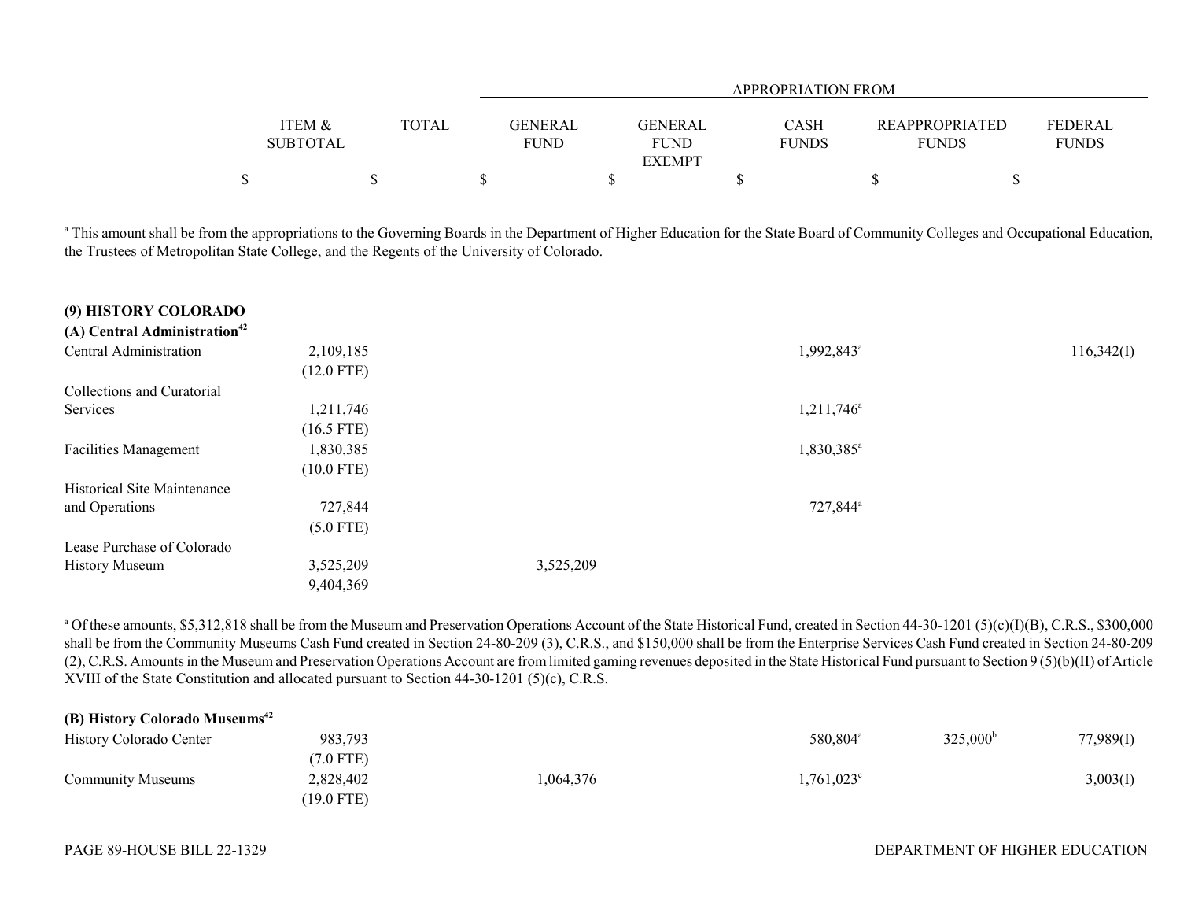| | ITEM & SUBTOTAL | TOTAL | GENERAL FUND | GENERAL FUND EXEMPT | CASH FUNDS | REAPPROPRIATED FUNDS | FEDERAL FUNDS |
|---|---|---|---|---|---|---|---|
| | | | APPROPRIATION FROM | | | | |
| | $ | $ | $ | $ | $ | $ | $ |

[a] This amount shall be from the appropriations to the Governing Boards in the Department of Higher Education for the State Board of Community Colleges and Occupational Education, the Trustees of Metropolitan State College, and the Regents of the University of Colorado.

**(9) HISTORY COLORADO**

**(A) Central Administration[42]**

| | ITEM & SUBTOTAL | TOTAL | GENERAL FUND | GENERAL FUND EXEMPT | CASH FUNDS | REAPPROPRIATED FUNDS | FEDERAL FUNDS |
|---|---|---|---|---|---|---|---|
| Central Administration | 2,109,185 (12.0 FTE) | | | | 1,992,843[a] | | 116,342(I) |
| Collections and Curatorial Services | 1,211,746 (16.5 FTE) | | | | 1,211,746[a] | | |
| Facilities Management | 1,830,385 (10.0 FTE) | | | | 1,830,385[a] | | |
| Historical Site Maintenance and Operations | 727,844 (5.0 FTE) | | | | 727,844[a] | | |
| Lease Purchase of Colorado History Museum | 3,525,209 | | 3,525,209 | | | | |
| | 9,404,369 | | | | | | |

[a] Of these amounts, $5,312,818 shall be from the Museum and Preservation Operations Account of the State Historical Fund, created in Section 44-30-1201 (5)(c)(I)(B), C.R.S., $300,000 shall be from the Community Museums Cash Fund created in Section 24-80-209 (3), C.R.S., and $150,000 shall be from the Enterprise Services Cash Fund created in Section 24-80-209 (2), C.R.S. Amounts in the Museum and Preservation Operations Account are from limited gaming revenues deposited in the State Historical Fund pursuant to Section 9 (5)(b)(II) of Article XVIII of the State Constitution and allocated pursuant to Section 44-30-1201 (5)(c), C.R.S.

**(B) History Colorado Museums[42]**

| | ITEM & SUBTOTAL | TOTAL | GENERAL FUND | GENERAL FUND EXEMPT | CASH FUNDS | REAPPROPRIATED FUNDS | FEDERAL FUNDS |
|---|---|---|---|---|---|---|---|
| History Colorado Center | 983,793 (7.0 FTE) | | | | 580,804[a] | 325,000[b] | 77,989(I) |
| Community Museums | 2,828,402 (19.0 FTE) | | 1,064,376 | | 1,761,023[c] | | 3,003(I) |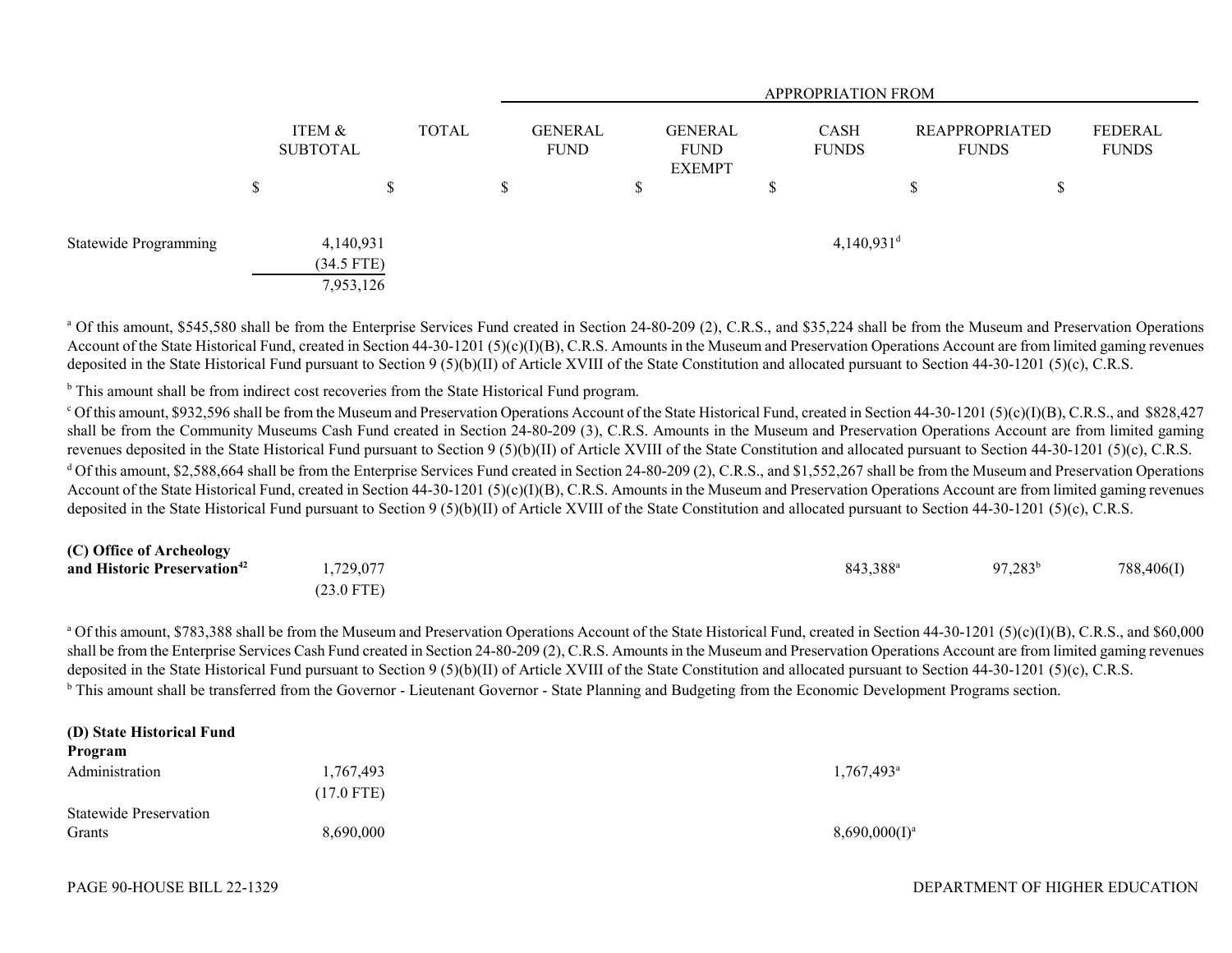| | ITEM & SUBTOTAL | TOTAL | GENERAL FUND | GENERAL FUND EXEMPT | CASH FUNDS | REAPPROPRIATED FUNDS | FEDERAL FUNDS |
|---|---|---|---|---|---|---|---|
| | | | APPROPRIATION FROM | | | | |
| | $ | $ | $ | $ | $ | $ | $ |
| Statewide Programming | 4,140,931 | | | | 4,140,931[d] | | |
| | (34.5 FTE) | | | | | | |
| | 7,953,126 | | | | | | |

[a] Of this amount, $545,580 shall be from the Enterprise Services Fund created in Section 24-80-209 (2), C.R.S., and $35,224 shall be from the Museum and Preservation Operations Account of the State Historical Fund, created in Section 44-30-1201 (5)(c)(I)(B), C.R.S. Amounts in the Museum and Preservation Operations Account are from limited gaming revenues deposited in the State Historical Fund pursuant to Section 9 (5)(b)(II) of Article XVIII of the State Constitution and allocated pursuant to Section 44-30-1201 (5)(c), C.R.S.

[b] This amount shall be from indirect cost recoveries from the State Historical Fund program.

[c] Of this amount, $932,596 shall be from the Museum and Preservation Operations Account of the State Historical Fund, created in Section 44-30-1201 (5)(c)(I)(B), C.R.S., and $828,427 shall be from the Community Museums Cash Fund created in Section 24-80-209 (3), C.R.S. Amounts in the Museum and Preservation Operations Account are from limited gaming revenues deposited in the State Historical Fund pursuant to Section 9 (5)(b)(II) of Article XVIII of the State Constitution and allocated pursuant to Section 44-30-1201 (5)(c), C.R.S.

[d] Of this amount, $2,588,664 shall be from the Enterprise Services Fund created in Section 24-80-209 (2), C.R.S., and $1,552,267 shall be from the Museum and Preservation Operations Account of the State Historical Fund, created in Section 44-30-1201 (5)(c)(I)(B), C.R.S. Amounts in the Museum and Preservation Operations Account are from limited gaming revenues deposited in the State Historical Fund pursuant to Section 9 (5)(b)(II) of Article XVIII of the State Constitution and allocated pursuant to Section 44-30-1201 (5)(c), C.R.S.

| | ITEM & SUBTOTAL | TOTAL | GENERAL FUND | GENERAL FUND EXEMPT | CASH FUNDS | REAPPROPRIATED FUNDS | FEDERAL FUNDS |
|---|---|---|---|---|---|---|---|
| **(C) Office of Archeology and Historic Preservation[42]** | | 1,729,077 | | | 843,388[a] | 97,283[b] | 788,406(I) |
| | | (23.0 FTE) | | | | | |

[a] Of this amount, $783,388 shall be from the Museum and Preservation Operations Account of the State Historical Fund, created in Section 44-30-1201 (5)(c)(I)(B), C.R.S., and $60,000 shall be from the Enterprise Services Cash Fund created in Section 24-80-209 (2), C.R.S. Amounts in the Museum and Preservation Operations Account are from limited gaming revenues deposited in the State Historical Fund pursuant to Section 9 (5)(b)(II) of Article XVIII of the State Constitution and allocated pursuant to Section 44-30-1201 (5)(c), C.R.S.

[b] This amount shall be transferred from the Governor - Lieutenant Governor - State Planning and Budgeting from the Economic Development Programs section.

| | ITEM & SUBTOTAL | TOTAL | GENERAL FUND | GENERAL FUND EXEMPT | CASH FUNDS | REAPPROPRIATED FUNDS | FEDERAL FUNDS |
|---|---|---|---|---|---|---|---|
| **(D) State Historical Fund Program** | | | | | | | |
| Administration | 1,767,493 | | | | 1,767,493[a] | | |
| | (17.0 FTE) | | | | | | |
| Statewide Preservation Grants | 8,690,000 | | | | 8,690,000(I)[a] | | |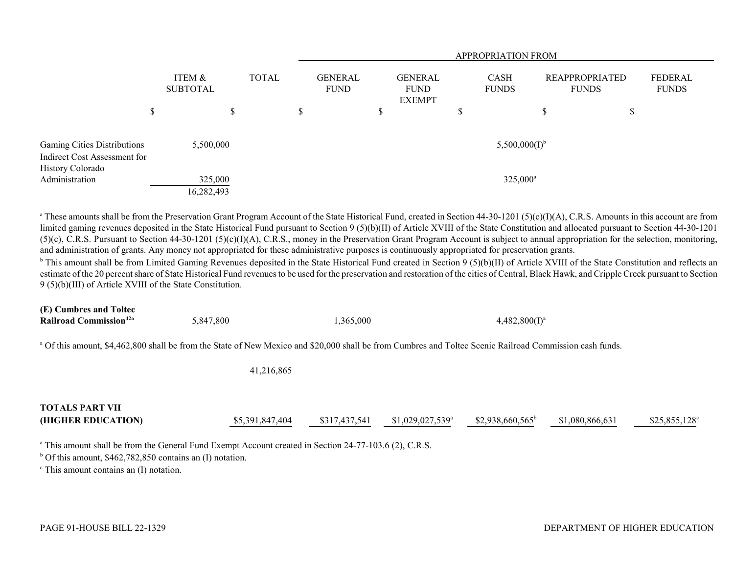| | ITEM & SUBTOTAL | TOTAL | APPROPRIATION FROM GENERAL FUND | GENERAL FUND EXEMPT | CASH FUNDS | REAPPROPRIATED FUNDS | FEDERAL FUNDS |
|---|---|---|---|---|---|---|---|
| | $ | $ | $ | $ | $ | $ | $ |
| Gaming Cities Distributions | 5,500,000 | | | | 5,500,000(I)[b] | | |
| Indirect Cost Assessment for History Colorado Administration | 325,000 | | | | 325,000[a] | | |
| | 16,282,493 | | | | | | |

[a] These amounts shall be from the Preservation Grant Program Account of the State Historical Fund, created in Section 44-30-1201 (5)(c)(I)(A), C.R.S. Amounts in this account are from limited gaming revenues deposited in the State Historical Fund pursuant to Section 9 (5)(b)(II) of Article XVIII of the State Constitution and allocated pursuant to Section 44-30-1201 (5)(c), C.R.S. Pursuant to Section 44-30-1201 (5)(c)(I)(A), C.R.S., money in the Preservation Grant Program Account is subject to annual appropriation for the selection, monitoring, and administration of grants. Any money not appropriated for these administrative purposes is continuously appropriated for preservation grants.

[b] This amount shall be from Limited Gaming Revenues deposited in the State Historical Fund created in Section 9 (5)(b)(II) of Article XVIII of the State Constitution and reflects an estimate of the 20 percent share of State Historical Fund revenues to be used for the preservation and restoration of the cities of Central, Black Hawk, and Cripple Creek pursuant to Section 9 (5)(b)(III) of Article XVIII of the State Constitution.

| | ITEM & SUBTOTAL | TOTAL | GENERAL FUND | GENERAL FUND EXEMPT | CASH FUNDS | REAPPROPRIATED FUNDS | FEDERAL FUNDS |
|---|---|---|---|---|---|---|---|
| **(E) Cumbres and Toltec Railroad Commission**[42a] | 5,847,800 | | 1,365,000 | | 4,482,800(I)[a] | | |

[a] Of this amount, $4,462,800 shall be from the State of New Mexico and $20,000 shall be from Cumbres and Toltec Scenic Railroad Commission cash funds.

| | ITEM & SUBTOTAL | TOTAL | GENERAL FUND | GENERAL FUND EXEMPT | CASH FUNDS | REAPPROPRIATED FUNDS | FEDERAL FUNDS |
|---|---|---|---|---|---|---|---|
| | | 41,216,865 | | | | | |
| **TOTALS PART VII (HIGHER EDUCATION)** | | $5,391,847,404 | $317,437,541 | $1,029,027,539[a] | $2,938,660,565[b] | $1,080,866,631 | $25,855,128[c] |

[a] This amount shall be from the General Fund Exempt Account created in Section 24-77-103.6 (2), C.R.S.

[b] Of this amount, $462,782,850 contains an (I) notation.

[c] This amount contains an (I) notation.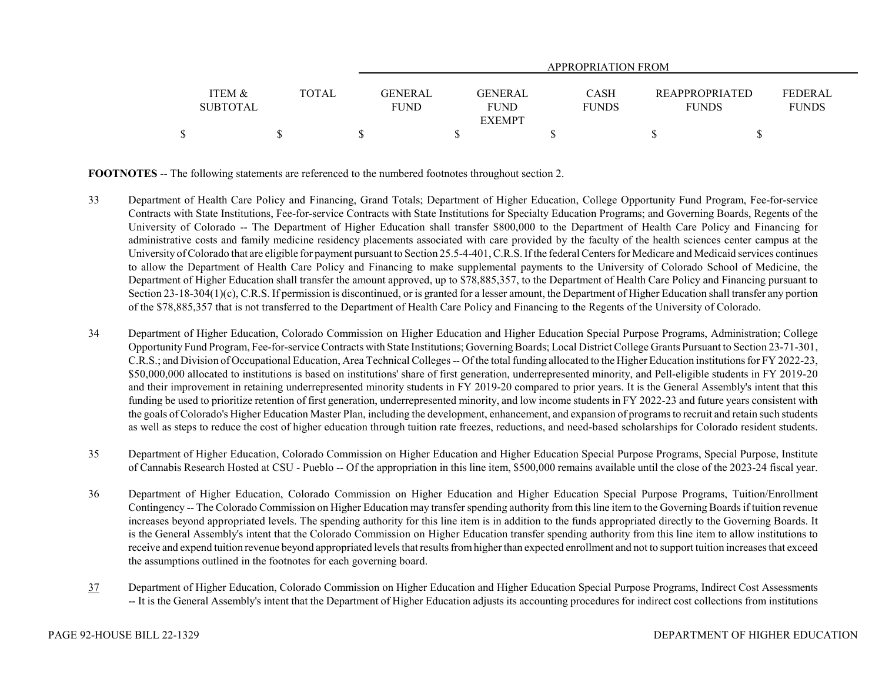| ITEM & SUBTOTAL | TOTAL | APPROPRIATION FROM | | | | |
|---|---|---|---|---|---|---|
| | | GENERAL FUND | GENERAL FUND EXEMPT | CASH FUNDS | REAPPROPRIATED FUNDS | FEDERAL FUNDS |
| $ | $ | $ | $ | $ | $ | $ |

**FOOTNOTES** -- The following statements are referenced to the numbered footnotes throughout section 2.

33 Department of Health Care Policy and Financing, Grand Totals; Department of Higher Education, College Opportunity Fund Program, Fee-for-service Contracts with State Institutions, Fee-for-service Contracts with State Institutions for Specialty Education Programs; and Governing Boards, Regents of the University of Colorado -- The Department of Higher Education shall transfer $800,000 to the Department of Health Care Policy and Financing for administrative costs and family medicine residency placements associated with care provided by the faculty of the health sciences center campus at the University of Colorado that are eligible for payment pursuant to Section 25.5-4-401, C.R.S. If the federal Centers for Medicare and Medicaid services continues to allow the Department of Health Care Policy and Financing to make supplemental payments to the University of Colorado School of Medicine, the Department of Higher Education shall transfer the amount approved, up to $78,885,357, to the Department of Health Care Policy and Financing pursuant to Section 23-18-304(1)(c), C.R.S. If permission is discontinued, or is granted for a lesser amount, the Department of Higher Education shall transfer any portion of the $78,885,357 that is not transferred to the Department of Health Care Policy and Financing to the Regents of the University of Colorado.

34 Department of Higher Education, Colorado Commission on Higher Education and Higher Education Special Purpose Programs, Administration; College Opportunity Fund Program, Fee-for-service Contracts with State Institutions; Governing Boards; Local District College Grants Pursuant to Section 23-71-301, C.R.S.; and Division of Occupational Education, Area Technical Colleges -- Of the total funding allocated to the Higher Education institutions for FY 2022-23, $50,000,000 allocated to institutions is based on institutions' share of first generation, underrepresented minority, and Pell-eligible students in FY 2019-20 and their improvement in retaining underrepresented minority students in FY 2019-20 compared to prior years. It is the General Assembly's intent that this funding be used to prioritize retention of first generation, underrepresented minority, and low income students in FY 2022-23 and future years consistent with the goals of Colorado's Higher Education Master Plan, including the development, enhancement, and expansion of programs to recruit and retain such students as well as steps to reduce the cost of higher education through tuition rate freezes, reductions, and need-based scholarships for Colorado resident students.

35 Department of Higher Education, Colorado Commission on Higher Education and Higher Education Special Purpose Programs, Special Purpose, Institute of Cannabis Research Hosted at CSU - Pueblo -- Of the appropriation in this line item, $500,000 remains available until the close of the 2023-24 fiscal year.

36 Department of Higher Education, Colorado Commission on Higher Education and Higher Education Special Purpose Programs, Tuition/Enrollment Contingency -- The Colorado Commission on Higher Education may transfer spending authority from this line item to the Governing Boards if tuition revenue increases beyond appropriated levels. The spending authority for this line item is in addition to the funds appropriated directly to the Governing Boards. It is the General Assembly's intent that the Colorado Commission on Higher Education transfer spending authority from this line item to allow institutions to receive and expend tuition revenue beyond appropriated levels that results from higher than expected enrollment and not to support tuition increases that exceed the assumptions outlined in the footnotes for each governing board.

37 Department of Higher Education, Colorado Commission on Higher Education and Higher Education Special Purpose Programs, Indirect Cost Assessments -- It is the General Assembly's intent that the Department of Higher Education adjusts its accounting procedures for indirect cost collections from institutions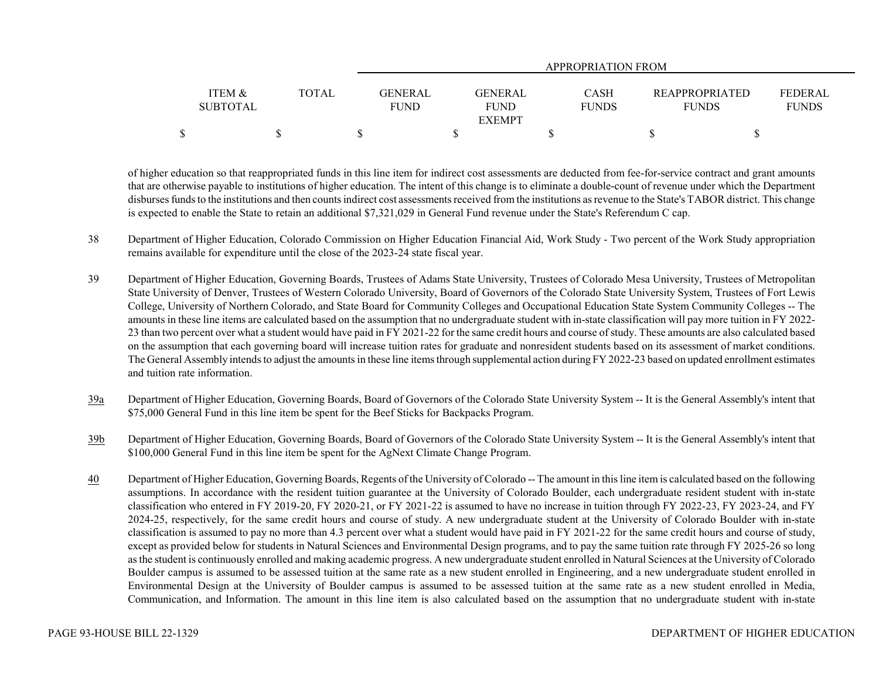| ITEM & SUBTOTAL | TOTAL | APPROPRIATION FROM | | | | |
|---|---|---|---|---|---|---|
| | | GENERAL FUND | GENERAL FUND EXEMPT | CASH FUNDS | REAPPROPRIATED FUNDS | FEDERAL FUNDS |
| $ | $ | $ | $ | $ | $ | $ |

of higher education so that reappropriated funds in this line item for indirect cost assessments are deducted from fee-for-service contract and grant amounts that are otherwise payable to institutions of higher education. The intent of this change is to eliminate a double-count of revenue under which the Department disburses funds to the institutions and then counts indirect cost assessments received from the institutions as revenue to the State's TABOR district. This change is expected to enable the State to retain an additional $7,321,029 in General Fund revenue under the State's Referendum C cap.

38 Department of Higher Education, Colorado Commission on Higher Education Financial Aid, Work Study - Two percent of the Work Study appropriation remains available for expenditure until the close of the 2023-24 state fiscal year.

39 Department of Higher Education, Governing Boards, Trustees of Adams State University, Trustees of Colorado Mesa University, Trustees of Metropolitan State University of Denver, Trustees of Western Colorado University, Board of Governors of the Colorado State University System, Trustees of Fort Lewis College, University of Northern Colorado, and State Board for Community Colleges and Occupational Education State System Community Colleges -- The amounts in these line items are calculated based on the assumption that no undergraduate student with in-state classification will pay more tuition in FY 2022-23 than two percent over what a student would have paid in FY 2021-22 for the same credit hours and course of study. These amounts are also calculated based on the assumption that each governing board will increase tuition rates for graduate and nonresident students based on its assessment of market conditions. The General Assembly intends to adjust the amounts in these line items through supplemental action during FY 2022-23 based on updated enrollment estimates and tuition rate information.

39a Department of Higher Education, Governing Boards, Board of Governors of the Colorado State University System -- It is the General Assembly's intent that $75,000 General Fund in this line item be spent for the Beef Sticks for Backpacks Program.

39b Department of Higher Education, Governing Boards, Board of Governors of the Colorado State University System -- It is the General Assembly's intent that $100,000 General Fund in this line item be spent for the AgNext Climate Change Program.

40 Department of Higher Education, Governing Boards, Regents of the University of Colorado -- The amount in this line item is calculated based on the following assumptions. In accordance with the resident tuition guarantee at the University of Colorado Boulder, each undergraduate resident student with in-state classification who entered in FY 2019-20, FY 2020-21, or FY 2021-22 is assumed to have no increase in tuition through FY 2022-23, FY 2023-24, and FY 2024-25, respectively, for the same credit hours and course of study. A new undergraduate student at the University of Colorado Boulder with in-state classification is assumed to pay no more than 4.3 percent over what a student would have paid in FY 2021-22 for the same credit hours and course of study, except as provided below for students in Natural Sciences and Environmental Design programs, and to pay the same tuition rate through FY 2025-26 so long as the student is continuously enrolled and making academic progress. A new undergraduate student enrolled in Natural Sciences at the University of Colorado Boulder campus is assumed to be assessed tuition at the same rate as a new student enrolled in Engineering, and a new undergraduate student enrolled in Environmental Design at the University of Boulder campus is assumed to be assessed tuition at the same rate as a new student enrolled in Media, Communication, and Information. The amount in this line item is also calculated based on the assumption that no undergraduate student with in-state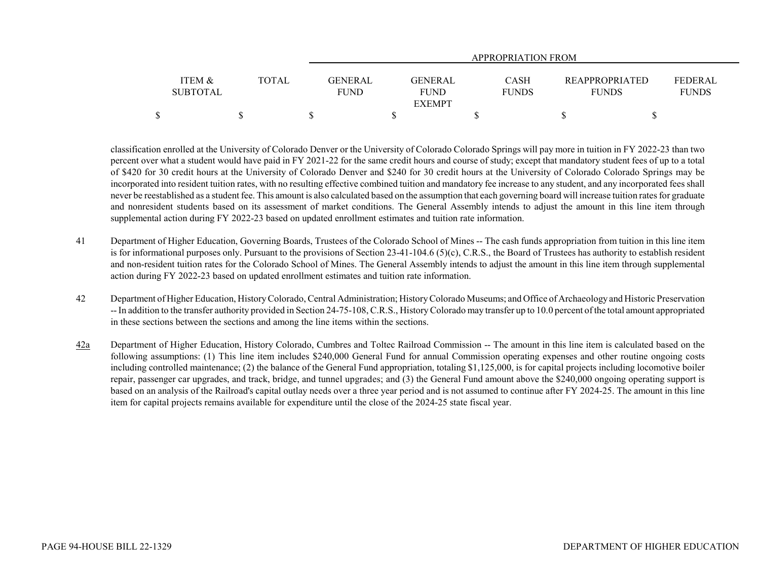| ITEM & SUBTOTAL | TOTAL | GENERAL FUND | GENERAL FUND EXEMPT | CASH FUNDS | REAPPROPRIATED FUNDS | FEDERAL FUNDS |
|---|---|---|---|---|---|---|
| | | APPROPRIATION FROM | | | | |
| $ | $ | $ | $ | $ | $ | $ |

classification enrolled at the University of Colorado Denver or the University of Colorado Colorado Springs will pay more in tuition in FY 2022-23 than two percent over what a student would have paid in FY 2021-22 for the same credit hours and course of study; except that mandatory student fees of up to a total of $420 for 30 credit hours at the University of Colorado Denver and $240 for 30 credit hours at the University of Colorado Colorado Springs may be incorporated into resident tuition rates, with no resulting effective combined tuition and mandatory fee increase to any student, and any incorporated fees shall never be reestablished as a student fee. This amount is also calculated based on the assumption that each governing board will increase tuition rates for graduate and nonresident students based on its assessment of market conditions. The General Assembly intends to adjust the amount in this line item through supplemental action during FY 2022-23 based on updated enrollment estimates and tuition rate information.

41 Department of Higher Education, Governing Boards, Trustees of the Colorado School of Mines -- The cash funds appropriation from tuition in this line item is for informational purposes only. Pursuant to the provisions of Section 23-41-104.6 (5)(c), C.R.S., the Board of Trustees has authority to establish resident and non-resident tuition rates for the Colorado School of Mines. The General Assembly intends to adjust the amount in this line item through supplemental action during FY 2022-23 based on updated enrollment estimates and tuition rate information.

42 Department of Higher Education, History Colorado, Central Administration; History Colorado Museums; and Office of Archaeology and Historic Preservation -- In addition to the transfer authority provided in Section 24-75-108, C.R.S., History Colorado may transfer up to 10.0 percent of the total amount appropriated in these sections between the sections and among the line items within the sections.

42a Department of Higher Education, History Colorado, Cumbres and Toltec Railroad Commission -- The amount in this line item is calculated based on the following assumptions: (1) This line item includes $240,000 General Fund for annual Commission operating expenses and other routine ongoing costs including controlled maintenance; (2) the balance of the General Fund appropriation, totaling $1,125,000, is for capital projects including locomotive boiler repair, passenger car upgrades, and track, bridge, and tunnel upgrades; and (3) the General Fund amount above the $240,000 ongoing operating support is based on an analysis of the Railroad's capital outlay needs over a three year period and is not assumed to continue after FY 2024-25. The amount in this line item for capital projects remains available for expenditure until the close of the 2024-25 state fiscal year.